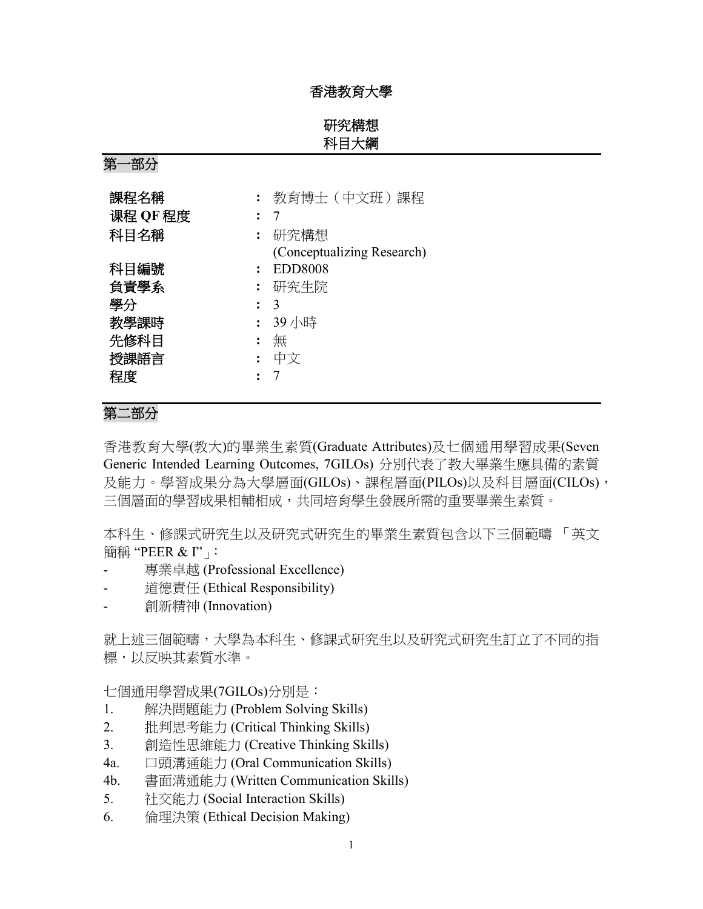# 香港教育大學

## 研究構想
## 科目大綱

## 第一部分

| | | |
|---|---|---|
| **課程名稱** | **:** | 教育博士（中文班）課程 |
| **课程 QF 程度** | **:** | 7 |
| **科目名稱** | **:** | 研究構想<br>(Conceptualizing Research) |
| **科目編號** | **:** | EDD8008 |
| **負責學系** | **:** | 研究生院 |
| **學分** | **:** | 3 |
| **教學課時** | **:** | 39 小時 |
| **先修科目** | **:** | 無 |
| **授課語言** | **:** | 中文 |
| **程度** | **:** | 7 |

## 第二部分

香港教育大學(教大)的畢業生素質(Graduate Attributes)及七個通用學習成果(Seven Generic Intended Learning Outcomes, 7GILOs) 分別代表了教大畢業生應具備的素質及能力。學習成果分為大學層面(GILOs)、課程層面(PILOs)以及科目層面(CILOs)，三個層面的學習成果相輔相成，共同培育學生發展所需的重要畢業生素質。

本科生、修課式研究生以及研究式研究生的畢業生素質包含以下三個範疇 「英文簡稱 "PEER & I"」：

- 專業卓越 (Professional Excellence)
- 道德責任 (Ethical Responsibility)
- 創新精神 (Innovation)

就上述三個範疇，大學為本科生、修課式研究生以及研究式研究生訂立了不同的指標，以反映其素質水準。

七個通用學習成果(7GILOs)分別是：

1. 解決問題能力 (Problem Solving Skills)
2. 批判思考能力 (Critical Thinking Skills)
3. 創造性思維能力 (Creative Thinking Skills)

4a. 口頭溝通能力 (Oral Communication Skills)

4b. 書面溝通能力 (Written Communication Skills)

5. 社交能力 (Social Interaction Skills)
6. 倫理決策 (Ethical Decision Making)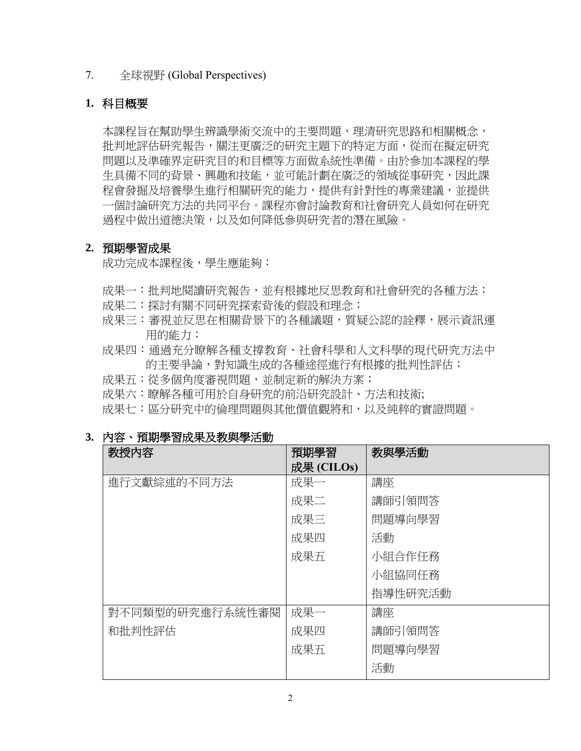7. 全球視野 (Global Perspectives)

## 1. 科目概要

本課程旨在幫助學生辨識學術交流中的主要問題，理清研究思路和相關概念，批判地評估研究報告，關注更廣泛的研究主題下的特定方面，從而在擬定研究問題以及準確界定研究目的和目標等方面做系統性準備。由於參加本課程的學生具備不同的背景、興趣和技能，並可能計劃在廣泛的領域從事研究，因此課程會發掘及培養學生進行相關研究的能力，提供有針對性的專業建議，並提供一個討論研究方法的共同平台。課程亦會討論教育和社會研究人員如何在研究過程中做出道德決策，以及如何降低參與研究者的潛在風險。

## 2. 預期學習成果

成功完成本課程後，學生應能夠：

成果一：批判地閱讀研究報告，並有根據地反思教育和社會研究的各種方法；
成果二：探討有關不同研究探索背後的假設和理念；
成果三：審視並反思在相關背景下的各種議題，質疑公認的詮釋，展示資訊運用的能力；
成果四：通過充分瞭解各種支撐教育、社會科學和人文科學的現代研究方法中的主要爭論，對知識生成的各種途徑進行有根據的批判性評估；
成果五：從多個角度審視問題，並制定新的解決方案；
成果六：瞭解各種可用於自身研究的前沿研究設計、方法和技術;
成果七：區分研究中的倫理問題與其他價值觀將和，以及純粹的實證問題。

## 3. 內容、預期學習成果及教與學活動

| 教授內容 | 預期學習成果 (CILOs) | 教與學活動 |
|---|---|---|
| 進行文獻綜述的不同方法 | 成果一 | 講座 |
| | 成果二 | 講師引領問答 |
| | 成果三 | 問題導向學習 |
| | 成果四 | 活動 |
| | 成果五 | 小組合作任務 |
| | | 小組協同任務 |
| | | 指導性研究活動 |
| 對不同類型的研究進行系統性審閱和批判性評估 | 成果一 | 講座 |
| | 成果四 | 講師引領問答 |
| | 成果五 | 問題導向學習 |
| | | 活動 |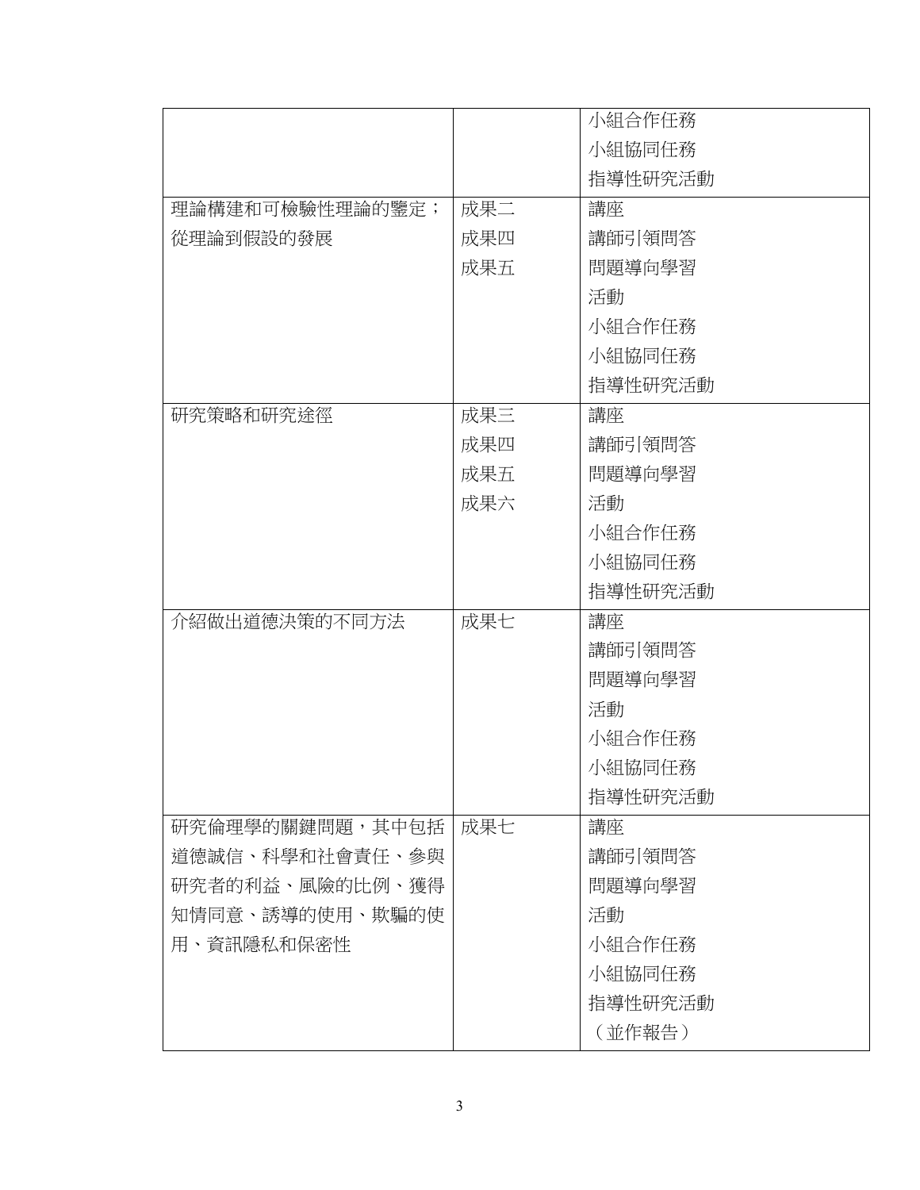| | | |
|---|---|---|
| | | 小組合作任務<br>小組協同任務<br>指導性研究活動 |
| 理論構建和可檢驗性理論的鑒定；從理論到假設的發展 | 成果二<br>成果四<br>成果五 | 講座<br>講師引領問答<br>問題導向學習<br>活動<br>小組合作任務<br>小組協同任務<br>指導性研究活動 |
| 研究策略和研究途徑 | 成果三<br>成果四<br>成果五<br>成果六 | 講座<br>講師引領問答<br>問題導向學習<br>活動<br>小組合作任務<br>小組協同任務<br>指導性研究活動 |
| 介紹做出道德決策的不同方法 | 成果七 | 講座<br>講師引領問答<br>問題導向學習<br>活動<br>小組合作任務<br>小組協同任務<br>指導性研究活動 |
| 研究倫理學的關鍵問題，其中包括道德誠信、科學和社會責任、參與研究者的利益、風險的比例、獲得知情同意、誘導的使用、欺騙的使用、資訊隱私和保密性 | 成果七 | 講座<br>講師引領問答<br>問題導向學習<br>活動<br>小組合作任務<br>小組協同任務<br>指導性研究活動<br>（並作報告） |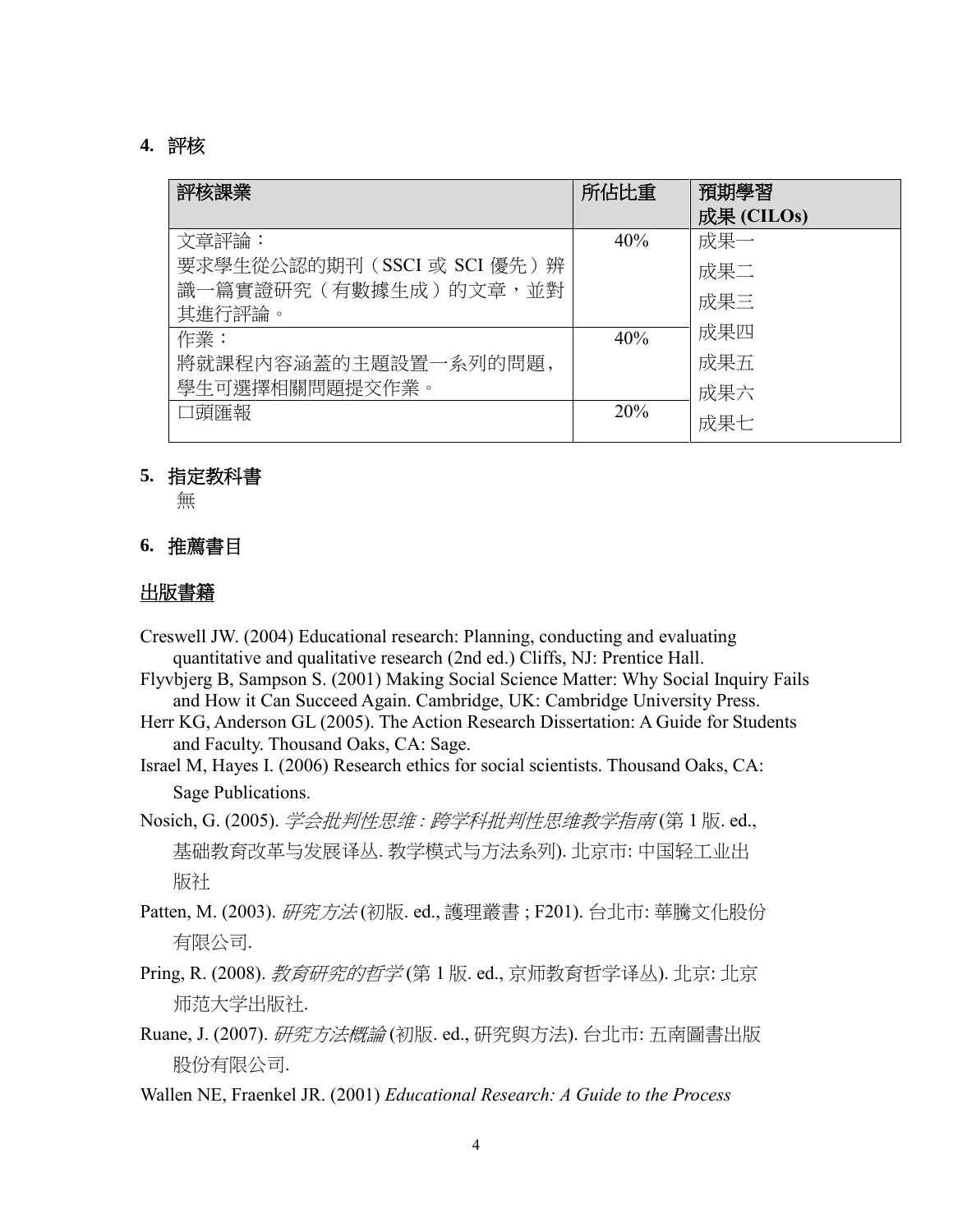## 4. 評核

| 評核課業 | 所佔比重 | 預期學習成果 (CILOs) |
| --- | --- | --- |
| 文章評論：<br>要求學生從公認的期刊（SSCI 或 SCI 優先）辨識一篇實證研究（有數據生成）的文章，並對其進行評論。 | 40% | 成果一<br>成果二<br>成果三<br>成果四<br>成果五<br>成果六<br>成果七 |
| 作業：<br>將就課程內容涵蓋的主題設置一系列的問題，學生可選擇相關問題提交作業。 | 40% | |
| 口頭匯報 | 20% | |

## 5. 指定教科書

無

## 6. 推薦書目

### 出版書籍

Creswell JW. (2004) Educational research: Planning, conducting and evaluating quantitative and qualitative research (2nd ed.) Cliffs, NJ: Prentice Hall.

Flyvbjerg B, Sampson S. (2001) Making Social Science Matter: Why Social Inquiry Fails and How it Can Succeed Again. Cambridge, UK: Cambridge University Press.

Herr KG, Anderson GL (2005). The Action Research Dissertation: A Guide for Students and Faculty. Thousand Oaks, CA: Sage.

Israel M, Hayes I. (2006) Research ethics for social scientists. Thousand Oaks, CA: Sage Publications.

Nosich, G. (2005). *学会批判性思维 : 跨学科批判性思维教学指南* (第 1 版. ed., 基础教育改革与发展译丛. 教学模式与方法系列). 北京市: 中国轻工业出版社

Patten, M. (2003). *研究方法* (初版. ed., 護理叢書 ; F201). 台北市: 華騰文化股份有限公司.

Pring, R. (2008). *教育研究的哲学* (第 1 版. ed., 京师教育哲学译丛). 北京: 北京师范大学出版社.

Ruane, J. (2007). *研究方法概論* (初版. ed., 研究與方法). 台北市: 五南圖書出版股份有限公司.

Wallen NE, Fraenkel JR. (2001) *Educational Research: A Guide to the Process*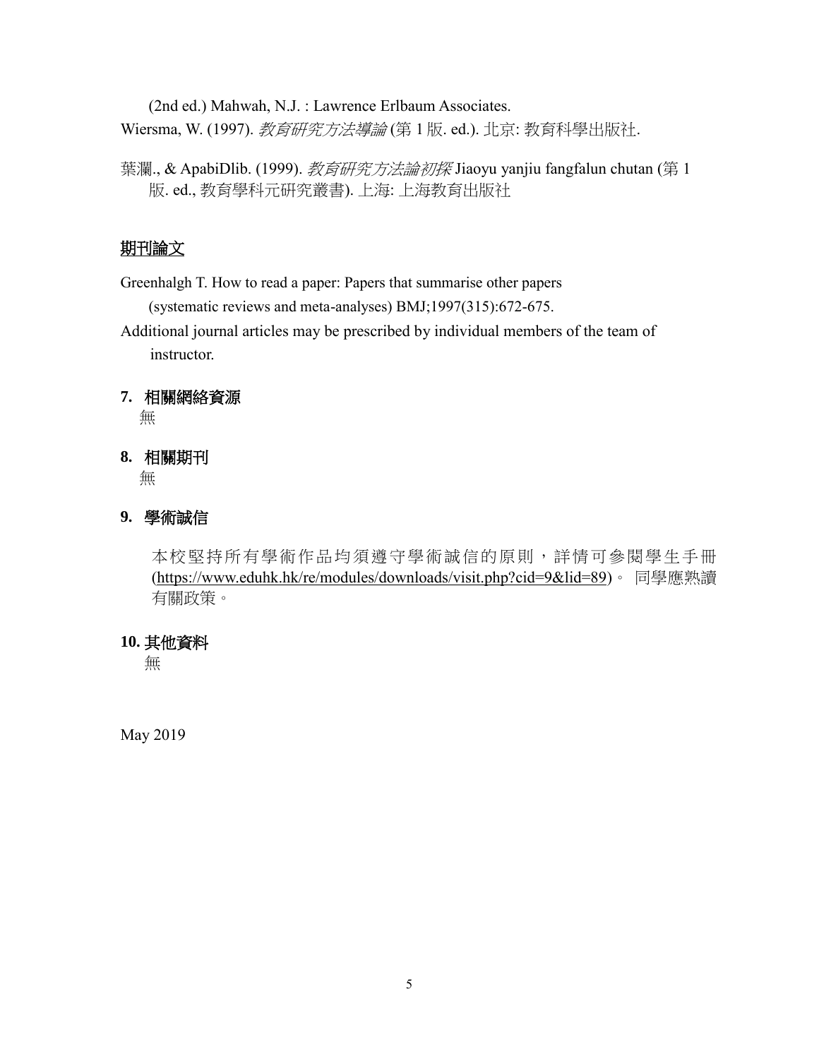(2nd ed.) Mahwah, N.J. : Lawrence Erlbaum Associates.

Wiersma, W. (1997). *教育研究方法導論* (第 1 版. ed.). 北京: 教育科學出版社.

葉瀾., & ApabiDlib. (1999). *教育研究方法論初探* Jiaoyu yanjiu fangfalun chutan (第 1 版. ed., 教育學科元研究叢書). 上海: 上海教育出版社

<u>期刊論文</u>

Greenhalgh T. How to read a paper: Papers that summarise other papers (systematic reviews and meta-analyses) BMJ;1997(315):672-675.

Additional journal articles may be prescribed by individual members of the team of instructor.

## 7. 相關網絡資源

無

## 8. 相關期刊

無

## 9. 學術誠信

本校堅持所有學術作品均須遵守學術誠信的原則，詳情可參閱學生手冊 (https://www.eduhk.hk/re/modules/downloads/visit.php?cid=9&lid=89)。 同學應熟讀有關政策。

## 10. 其他資料

無

May 2019